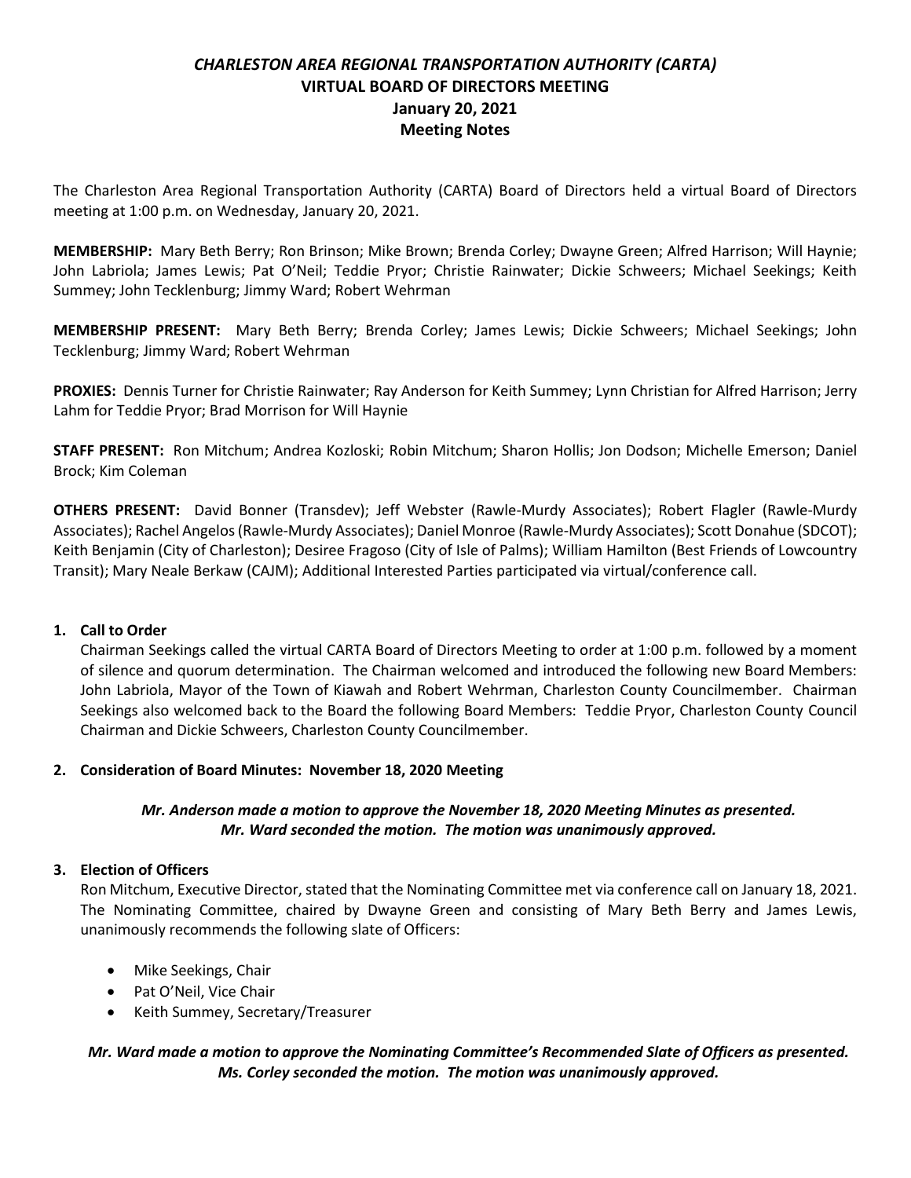# *CHARLESTON AREA REGIONAL TRANSPORTATION AUTHORITY (CARTA)*
## VIRTUAL BOARD OF DIRECTORS MEETING
## January 20, 2021
## Meeting Notes

The Charleston Area Regional Transportation Authority (CARTA) Board of Directors held a virtual Board of Directors meeting at 1:00 p.m. on Wednesday, January 20, 2021.

**MEMBERSHIP:** Mary Beth Berry; Ron Brinson; Mike Brown; Brenda Corley; Dwayne Green; Alfred Harrison; Will Haynie; John Labriola; James Lewis; Pat O'Neil; Teddie Pryor; Christie Rainwater; Dickie Schweers; Michael Seekings; Keith Summey; John Tecklenburg; Jimmy Ward; Robert Wehrman

**MEMBERSHIP PRESENT:** Mary Beth Berry; Brenda Corley; James Lewis; Dickie Schweers; Michael Seekings; John Tecklenburg; Jimmy Ward; Robert Wehrman

**PROXIES:** Dennis Turner for Christie Rainwater; Ray Anderson for Keith Summey; Lynn Christian for Alfred Harrison; Jerry Lahm for Teddie Pryor; Brad Morrison for Will Haynie

**STAFF PRESENT:** Ron Mitchum; Andrea Kozloski; Robin Mitchum; Sharon Hollis; Jon Dodson; Michelle Emerson; Daniel Brock; Kim Coleman

**OTHERS PRESENT:** David Bonner (Transdev); Jeff Webster (Rawle-Murdy Associates); Robert Flagler (Rawle-Murdy Associates); Rachel Angelos (Rawle-Murdy Associates); Daniel Monroe (Rawle-Murdy Associates); Scott Donahue (SDCOT); Keith Benjamin (City of Charleston); Desiree Fragoso (City of Isle of Palms); William Hamilton (Best Friends of Lowcountry Transit); Mary Neale Berkaw (CAJM); Additional Interested Parties participated via virtual/conference call.

1. **Call to Order**

   Chairman Seekings called the virtual CARTA Board of Directors Meeting to order at 1:00 p.m. followed by a moment of silence and quorum determination. The Chairman welcomed and introduced the following new Board Members: John Labriola, Mayor of the Town of Kiawah and Robert Wehrman, Charleston County Councilmember. Chairman Seekings also welcomed back to the Board the following Board Members: Teddie Pryor, Charleston County Council Chairman and Dickie Schweers, Charleston County Councilmember.

2. **Consideration of Board Minutes: November 18, 2020 Meeting**

   ***Mr. Anderson made a motion to approve the November 18, 2020 Meeting Minutes as presented. Mr. Ward seconded the motion. The motion was unanimously approved.***

3. **Election of Officers**

   Ron Mitchum, Executive Director, stated that the Nominating Committee met via conference call on January 18, 2021. The Nominating Committee, chaired by Dwayne Green and consisting of Mary Beth Berry and James Lewis, unanimously recommends the following slate of Officers:

   - Mike Seekings, Chair
   - Pat O'Neil, Vice Chair
   - Keith Summey, Secretary/Treasurer

   ***Mr. Ward made a motion to approve the Nominating Committee's Recommended Slate of Officers as presented. Ms. Corley seconded the motion. The motion was unanimously approved.***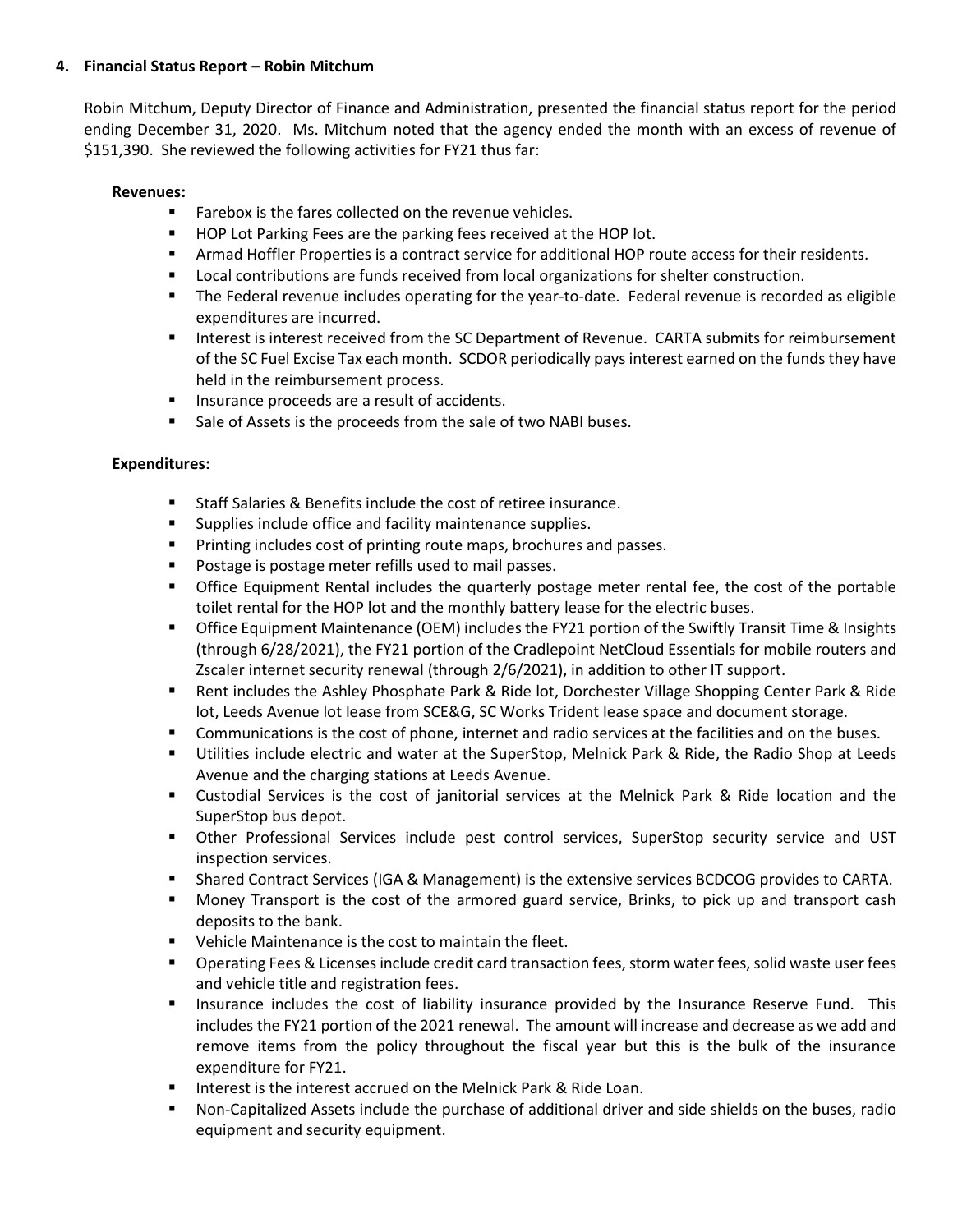**4. Financial Status Report – Robin Mitchum**

Robin Mitchum, Deputy Director of Finance and Administration, presented the financial status report for the period ending December 31, 2020. Ms. Mitchum noted that the agency ended the month with an excess of revenue of $151,390. She reviewed the following activities for FY21 thus far:

**Revenues:**

- Farebox is the fares collected on the revenue vehicles.
- HOP Lot Parking Fees are the parking fees received at the HOP lot.
- Armad Hoffler Properties is a contract service for additional HOP route access for their residents.
- Local contributions are funds received from local organizations for shelter construction.
- The Federal revenue includes operating for the year-to-date. Federal revenue is recorded as eligible expenditures are incurred.
- Interest is interest received from the SC Department of Revenue. CARTA submits for reimbursement of the SC Fuel Excise Tax each month. SCDOR periodically pays interest earned on the funds they have held in the reimbursement process.
- Insurance proceeds are a result of accidents.
- Sale of Assets is the proceeds from the sale of two NABI buses.

**Expenditures:**

- Staff Salaries & Benefits include the cost of retiree insurance.
- Supplies include office and facility maintenance supplies.
- Printing includes cost of printing route maps, brochures and passes.
- Postage is postage meter refills used to mail passes.
- Office Equipment Rental includes the quarterly postage meter rental fee, the cost of the portable toilet rental for the HOP lot and the monthly battery lease for the electric buses.
- Office Equipment Maintenance (OEM) includes the FY21 portion of the Swiftly Transit Time & Insights (through 6/28/2021), the FY21 portion of the Cradlepoint NetCloud Essentials for mobile routers and Zscaler internet security renewal (through 2/6/2021), in addition to other IT support.
- Rent includes the Ashley Phosphate Park & Ride lot, Dorchester Village Shopping Center Park & Ride lot, Leeds Avenue lot lease from SCE&G, SC Works Trident lease space and document storage.
- Communications is the cost of phone, internet and radio services at the facilities and on the buses.
- Utilities include electric and water at the SuperStop, Melnick Park & Ride, the Radio Shop at Leeds Avenue and the charging stations at Leeds Avenue.
- Custodial Services is the cost of janitorial services at the Melnick Park & Ride location and the SuperStop bus depot.
- Other Professional Services include pest control services, SuperStop security service and UST inspection services.
- Shared Contract Services (IGA & Management) is the extensive services BCDCOG provides to CARTA.
- Money Transport is the cost of the armored guard service, Brinks, to pick up and transport cash deposits to the bank.
- Vehicle Maintenance is the cost to maintain the fleet.
- Operating Fees & Licenses include credit card transaction fees, storm water fees, solid waste user fees and vehicle title and registration fees.
- Insurance includes the cost of liability insurance provided by the Insurance Reserve Fund. This includes the FY21 portion of the 2021 renewal. The amount will increase and decrease as we add and remove items from the policy throughout the fiscal year but this is the bulk of the insurance expenditure for FY21.
- Interest is the interest accrued on the Melnick Park & Ride Loan.
- Non-Capitalized Assets include the purchase of additional driver and side shields on the buses, radio equipment and security equipment.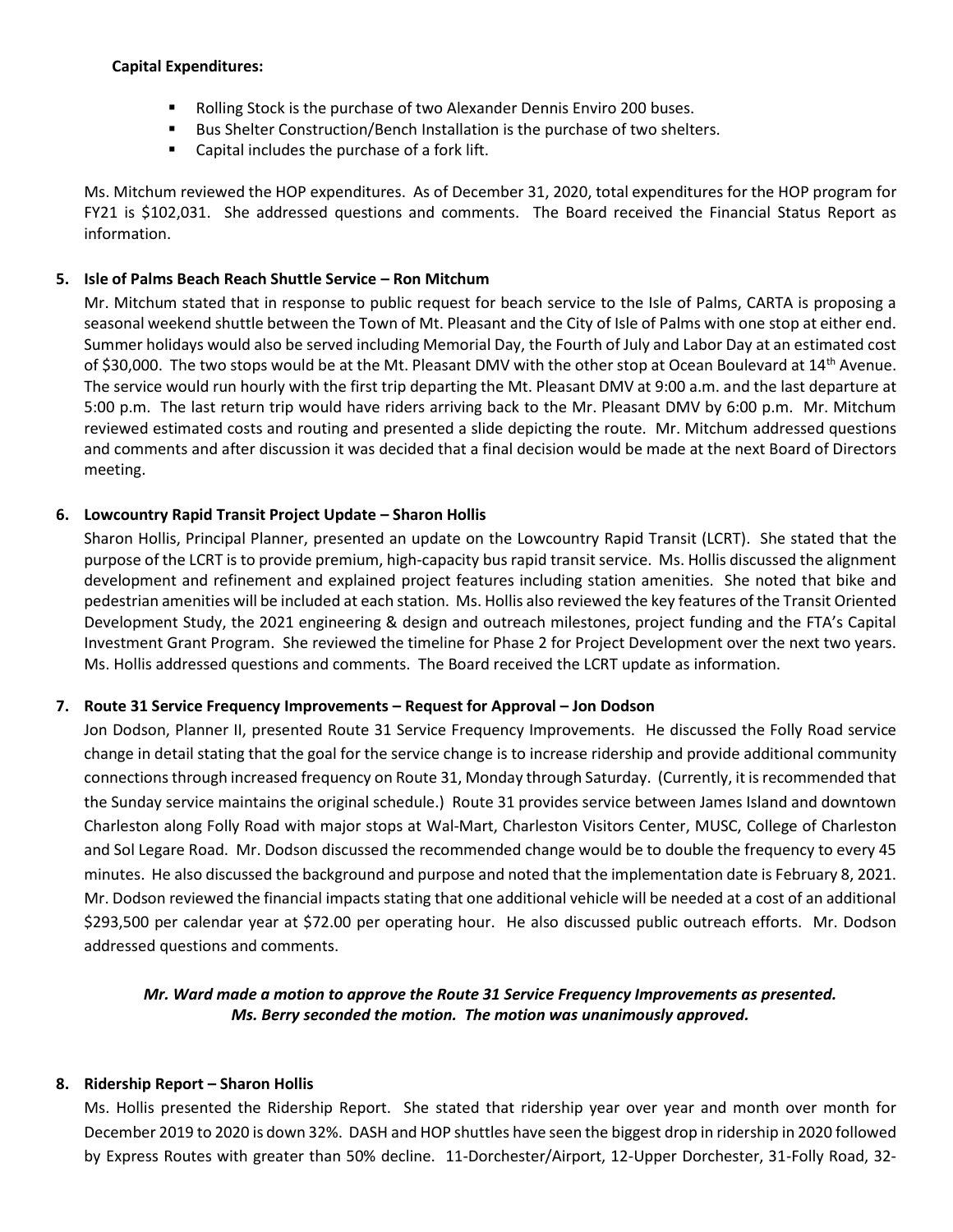**Capital Expenditures:**

- Rolling Stock is the purchase of two Alexander Dennis Enviro 200 buses.
- Bus Shelter Construction/Bench Installation is the purchase of two shelters.
- Capital includes the purchase of a fork lift.

Ms. Mitchum reviewed the HOP expenditures. As of December 31, 2020, total expenditures for the HOP program for FY21 is $102,031. She addressed questions and comments. The Board received the Financial Status Report as information.

**5. Isle of Palms Beach Reach Shuttle Service – Ron Mitchum**

Mr. Mitchum stated that in response to public request for beach service to the Isle of Palms, CARTA is proposing a seasonal weekend shuttle between the Town of Mt. Pleasant and the City of Isle of Palms with one stop at either end. Summer holidays would also be served including Memorial Day, the Fourth of July and Labor Day at an estimated cost of $30,000. The two stops would be at the Mt. Pleasant DMV with the other stop at Ocean Boulevard at 14th Avenue. The service would run hourly with the first trip departing the Mt. Pleasant DMV at 9:00 a.m. and the last departure at 5:00 p.m. The last return trip would have riders arriving back to the Mr. Pleasant DMV by 6:00 p.m. Mr. Mitchum reviewed estimated costs and routing and presented a slide depicting the route. Mr. Mitchum addressed questions and comments and after discussion it was decided that a final decision would be made at the next Board of Directors meeting.

**6. Lowcountry Rapid Transit Project Update – Sharon Hollis**

Sharon Hollis, Principal Planner, presented an update on the Lowcountry Rapid Transit (LCRT). She stated that the purpose of the LCRT is to provide premium, high-capacity bus rapid transit service. Ms. Hollis discussed the alignment development and refinement and explained project features including station amenities. She noted that bike and pedestrian amenities will be included at each station. Ms. Hollis also reviewed the key features of the Transit Oriented Development Study, the 2021 engineering & design and outreach milestones, project funding and the FTA's Capital Investment Grant Program. She reviewed the timeline for Phase 2 for Project Development over the next two years. Ms. Hollis addressed questions and comments. The Board received the LCRT update as information.

**7. Route 31 Service Frequency Improvements – Request for Approval – Jon Dodson**

Jon Dodson, Planner II, presented Route 31 Service Frequency Improvements. He discussed the Folly Road service change in detail stating that the goal for the service change is to increase ridership and provide additional community connections through increased frequency on Route 31, Monday through Saturday. (Currently, it is recommended that the Sunday service maintains the original schedule.) Route 31 provides service between James Island and downtown Charleston along Folly Road with major stops at Wal-Mart, Charleston Visitors Center, MUSC, College of Charleston and Sol Legare Road. Mr. Dodson discussed the recommended change would be to double the frequency to every 45 minutes. He also discussed the background and purpose and noted that the implementation date is February 8, 2021. Mr. Dodson reviewed the financial impacts stating that one additional vehicle will be needed at a cost of an additional $293,500 per calendar year at $72.00 per operating hour. He also discussed public outreach efforts. Mr. Dodson addressed questions and comments.

***Mr. Ward made a motion to approve the Route 31 Service Frequency Improvements as presented. Ms. Berry seconded the motion. The motion was unanimously approved.***

**8. Ridership Report – Sharon Hollis**

Ms. Hollis presented the Ridership Report. She stated that ridership year over year and month over month for December 2019 to 2020 is down 32%. DASH and HOP shuttles have seen the biggest drop in ridership in 2020 followed by Express Routes with greater than 50% decline. 11-Dorchester/Airport, 12-Upper Dorchester, 31-Folly Road, 32-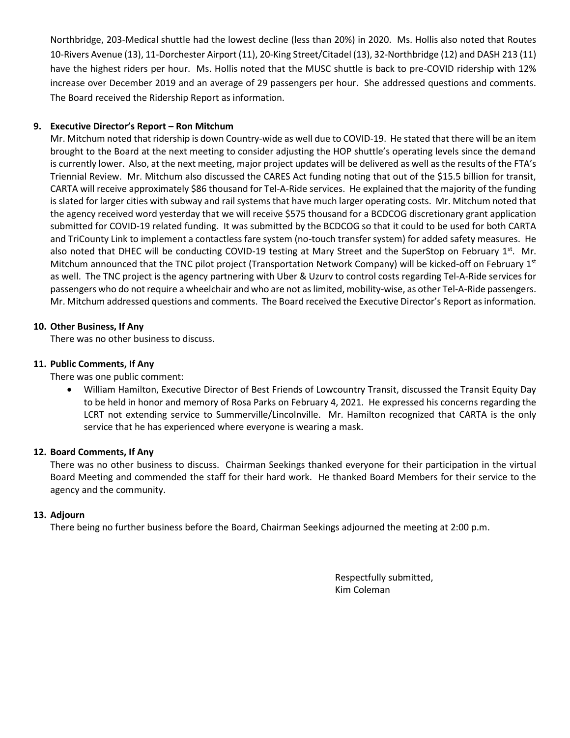Northbridge, 203-Medical shuttle had the lowest decline (less than 20%) in 2020. Ms. Hollis also noted that Routes 10-Rivers Avenue (13), 11-Dorchester Airport (11), 20-King Street/Citadel (13), 32-Northbridge (12) and DASH 213 (11) have the highest riders per hour. Ms. Hollis noted that the MUSC shuttle is back to pre-COVID ridership with 12% increase over December 2019 and an average of 29 passengers per hour. She addressed questions and comments. The Board received the Ridership Report as information.

**9. Executive Director's Report – Ron Mitchum**

Mr. Mitchum noted that ridership is down Country-wide as well due to COVID-19. He stated that there will be an item brought to the Board at the next meeting to consider adjusting the HOP shuttle's operating levels since the demand is currently lower. Also, at the next meeting, major project updates will be delivered as well as the results of the FTA's Triennial Review. Mr. Mitchum also discussed the CARES Act funding noting that out of the $15.5 billion for transit, CARTA will receive approximately $86 thousand for Tel-A-Ride services. He explained that the majority of the funding is slated for larger cities with subway and rail systems that have much larger operating costs. Mr. Mitchum noted that the agency received word yesterday that we will receive $575 thousand for a BCDCOG discretionary grant application submitted for COVID-19 related funding. It was submitted by the BCDCOG so that it could to be used for both CARTA and TriCounty Link to implement a contactless fare system (no-touch transfer system) for added safety measures. He also noted that DHEC will be conducting COVID-19 testing at Mary Street and the SuperStop on February 1st. Mr. Mitchum announced that the TNC pilot project (Transportation Network Company) will be kicked-off on February 1st as well. The TNC project is the agency partnering with Uber & Uzurv to control costs regarding Tel-A-Ride services for passengers who do not require a wheelchair and who are not as limited, mobility-wise, as other Tel-A-Ride passengers. Mr. Mitchum addressed questions and comments. The Board received the Executive Director's Report as information.

**10. Other Business, If Any**

There was no other business to discuss.

**11. Public Comments, If Any**

There was one public comment:

- William Hamilton, Executive Director of Best Friends of Lowcountry Transit, discussed the Transit Equity Day to be held in honor and memory of Rosa Parks on February 4, 2021. He expressed his concerns regarding the LCRT not extending service to Summerville/Lincolnville. Mr. Hamilton recognized that CARTA is the only service that he has experienced where everyone is wearing a mask.

**12. Board Comments, If Any**

There was no other business to discuss. Chairman Seekings thanked everyone for their participation in the virtual Board Meeting and commended the staff for their hard work. He thanked Board Members for their service to the agency and the community.

**13. Adjourn**

There being no further business before the Board, Chairman Seekings adjourned the meeting at 2:00 p.m.

Respectfully submitted,
Kim Coleman